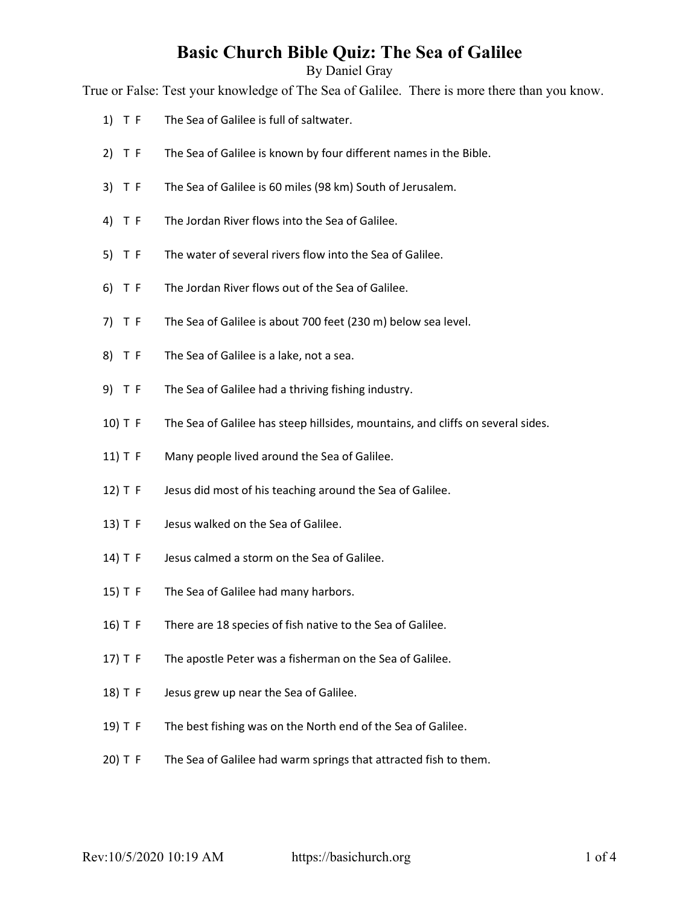# Basic Church Bible Quiz: The Sea of Galilee

By Daniel Gray

True or False: Test your knowledge of The Sea of Galilee. There is more there than you know.

1) T F The Sea of Galilee is full of saltwater.

2) T F The Sea of Galilee is known by four different names in the Bible.

3) T F The Sea of Galilee is 60 miles (98 km) South of Jerusalem.

4) T F The Jordan River flows into the Sea of Galilee.

5) T F The water of several rivers flow into the Sea of Galilee.

6) T F The Jordan River flows out of the Sea of Galilee.

7) T F The Sea of Galilee is about 700 feet (230 m) below sea level.

8) T F The Sea of Galilee is a lake, not a sea.

9) T F The Sea of Galilee had a thriving fishing industry.

10) T F The Sea of Galilee has steep hillsides, mountains, and cliffs on several sides.

11) T F Many people lived around the Sea of Galilee.

12) T F Jesus did most of his teaching around the Sea of Galilee.

13) T F Jesus walked on the Sea of Galilee.

14) T F Jesus calmed a storm on the Sea of Galilee.

15) T F The Sea of Galilee had many harbors.

16) T F There are 18 species of fish native to the Sea of Galilee.

17) T F The apostle Peter was a fisherman on the Sea of Galilee.

18) T F Jesus grew up near the Sea of Galilee.

19) T F The best fishing was on the North end of the Sea of Galilee.

20) T F The Sea of Galilee had warm springs that attracted fish to them.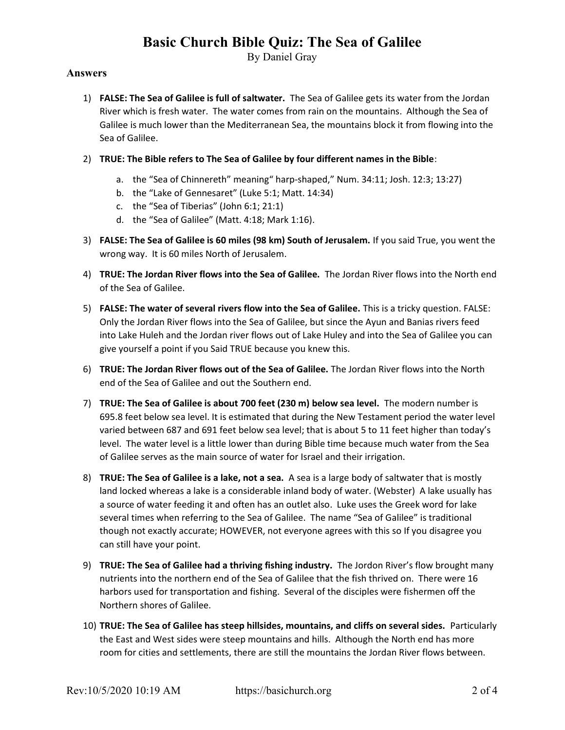# Basic Church Bible Quiz: The Sea of Galilee

By Daniel Gray

### Answers

1) **FALSE: The Sea of Galilee is full of saltwater.** The Sea of Galilee gets its water from the Jordan River which is fresh water. The water comes from rain on the mountains. Although the Sea of Galilee is much lower than the Mediterranean Sea, the mountains block it from flowing into the Sea of Galilee.

2) **TRUE: The Bible refers to The Sea of Galilee by four different names in the Bible**:
   a. the "Sea of Chinnereth" meaning" harp-shaped," Num. 34:11; Josh. 12:3; 13:27)
   b. the "Lake of Gennesaret" (Luke 5:1; Matt. 14:34)
   c. the "Sea of Tiberias" (John 6:1; 21:1)
   d. the "Sea of Galilee" (Matt. 4:18; Mark 1:16).

3) **FALSE: The Sea of Galilee is 60 miles (98 km) South of Jerusalem.** If you said True, you went the wrong way. It is 60 miles North of Jerusalem.

4) **TRUE: The Jordan River flows into the Sea of Galilee.** The Jordan River flows into the North end of the Sea of Galilee.

5) **FALSE: The water of several rivers flow into the Sea of Galilee.** This is a tricky question. FALSE: Only the Jordan River flows into the Sea of Galilee, but since the Ayun and Banias rivers feed into Lake Huleh and the Jordan river flows out of Lake Huley and into the Sea of Galilee you can give yourself a point if you Said TRUE because you knew this.

6) **TRUE: The Jordan River flows out of the Sea of Galilee.** The Jordan River flows into the North end of the Sea of Galilee and out the Southern end.

7) **TRUE: The Sea of Galilee is about 700 feet (230 m) below sea level.** The modern number is 695.8 feet below sea level. It is estimated that during the New Testament period the water level varied between 687 and 691 feet below sea level; that is about 5 to 11 feet higher than today's level. The water level is a little lower than during Bible time because much water from the Sea of Galilee serves as the main source of water for Israel and their irrigation.

8) **TRUE: The Sea of Galilee is a lake, not a sea.** A sea is a large body of saltwater that is mostly land locked whereas a lake is a considerable inland body of water. (Webster) A lake usually has a source of water feeding it and often has an outlet also. Luke uses the Greek word for lake several times when referring to the Sea of Galilee. The name "Sea of Galilee" is traditional though not exactly accurate; HOWEVER, not everyone agrees with this so If you disagree you can still have your point.

9) **TRUE: The Sea of Galilee had a thriving fishing industry.** The Jordon River's flow brought many nutrients into the northern end of the Sea of Galilee that the fish thrived on. There were 16 harbors used for transportation and fishing. Several of the disciples were fishermen off the Northern shores of Galilee.

10) **TRUE: The Sea of Galilee has steep hillsides, mountains, and cliffs on several sides.** Particularly the East and West sides were steep mountains and hills. Although the North end has more room for cities and settlements, there are still the mountains the Jordan River flows between.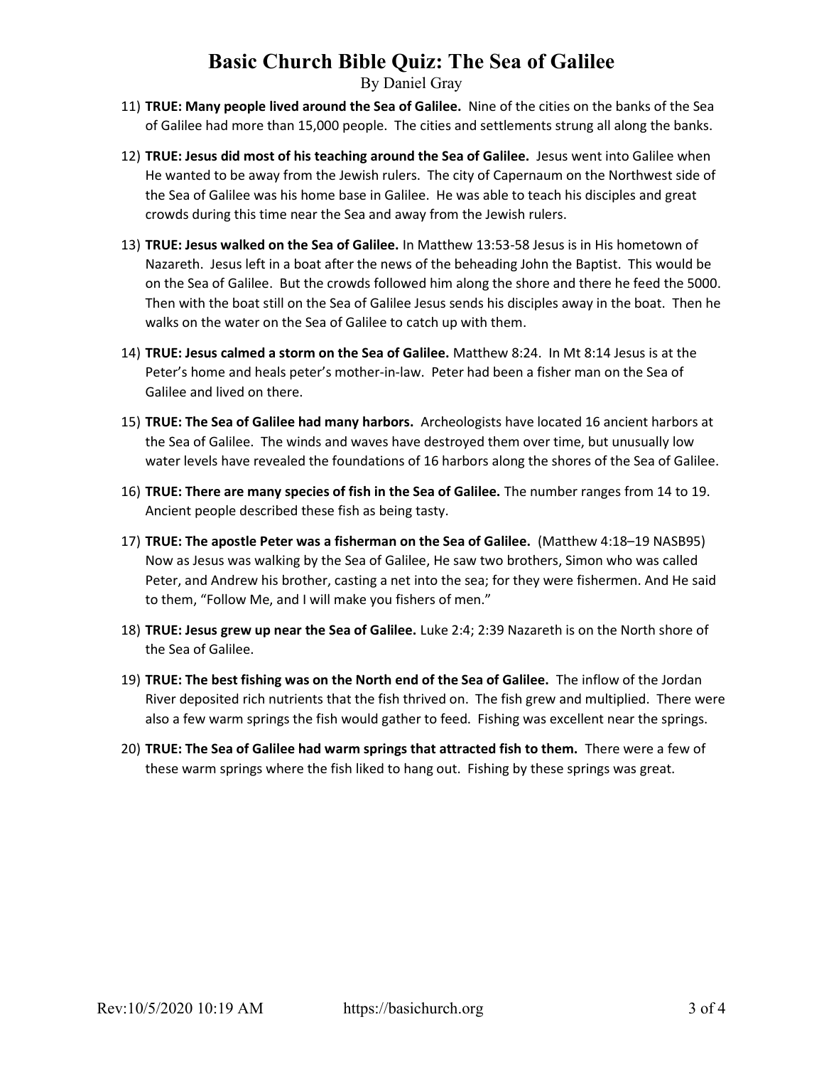# Basic Church Bible Quiz: The Sea of Galilee

By Daniel Gray

11) **TRUE: Many people lived around the Sea of Galilee.** Nine of the cities on the banks of the Sea of Galilee had more than 15,000 people. The cities and settlements strung all along the banks.

12) **TRUE: Jesus did most of his teaching around the Sea of Galilee.** Jesus went into Galilee when He wanted to be away from the Jewish rulers. The city of Capernaum on the Northwest side of the Sea of Galilee was his home base in Galilee. He was able to teach his disciples and great crowds during this time near the Sea and away from the Jewish rulers.

13) **TRUE: Jesus walked on the Sea of Galilee.** In Matthew 13:53-58 Jesus is in His hometown of Nazareth. Jesus left in a boat after the news of the beheading John the Baptist. This would be on the Sea of Galilee. But the crowds followed him along the shore and there he feed the 5000. Then with the boat still on the Sea of Galilee Jesus sends his disciples away in the boat. Then he walks on the water on the Sea of Galilee to catch up with them.

14) **TRUE: Jesus calmed a storm on the Sea of Galilee.** Matthew 8:24. In Mt 8:14 Jesus is at the Peter's home and heals peter's mother-in-law. Peter had been a fisher man on the Sea of Galilee and lived on there.

15) **TRUE: The Sea of Galilee had many harbors.** Archeologists have located 16 ancient harbors at the Sea of Galilee. The winds and waves have destroyed them over time, but unusually low water levels have revealed the foundations of 16 harbors along the shores of the Sea of Galilee.

16) **TRUE: There are many species of fish in the Sea of Galilee.** The number ranges from 14 to 19. Ancient people described these fish as being tasty.

17) **TRUE: The apostle Peter was a fisherman on the Sea of Galilee.** (Matthew 4:18–19 NASB95) Now as Jesus was walking by the Sea of Galilee, He saw two brothers, Simon who was called Peter, and Andrew his brother, casting a net into the sea; for they were fishermen. And He said to them, "Follow Me, and I will make you fishers of men."

18) **TRUE: Jesus grew up near the Sea of Galilee.** Luke 2:4; 2:39 Nazareth is on the North shore of the Sea of Galilee.

19) **TRUE: The best fishing was on the North end of the Sea of Galilee.** The inflow of the Jordan River deposited rich nutrients that the fish thrived on. The fish grew and multiplied. There were also a few warm springs the fish would gather to feed. Fishing was excellent near the springs.

20) **TRUE: The Sea of Galilee had warm springs that attracted fish to them.** There were a few of these warm springs where the fish liked to hang out. Fishing by these springs was great.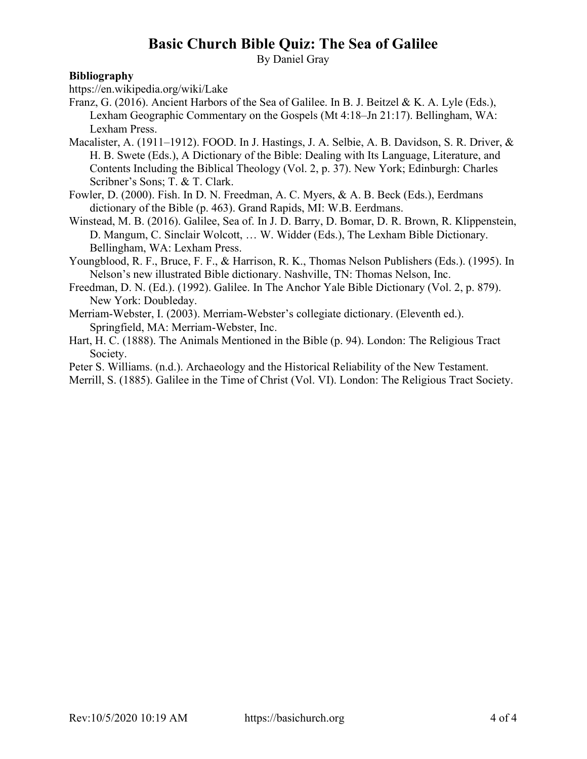# Basic Church Bible Quiz: The Sea of Galilee

By Daniel Gray

**Bibliography**

https://en.wikipedia.org/wiki/Lake

Franz, G. (2016). Ancient Harbors of the Sea of Galilee. In B. J. Beitzel & K. A. Lyle (Eds.), Lexham Geographic Commentary on the Gospels (Mt 4:18–Jn 21:17). Bellingham, WA: Lexham Press.

Macalister, A. (1911–1912). FOOD. In J. Hastings, J. A. Selbie, A. B. Davidson, S. R. Driver, & H. B. Swete (Eds.), A Dictionary of the Bible: Dealing with Its Language, Literature, and Contents Including the Biblical Theology (Vol. 2, p. 37). New York; Edinburgh: Charles Scribner's Sons; T. & T. Clark.

Fowler, D. (2000). Fish. In D. N. Freedman, A. C. Myers, & A. B. Beck (Eds.), Eerdmans dictionary of the Bible (p. 463). Grand Rapids, MI: W.B. Eerdmans.

Winstead, M. B. (2016). Galilee, Sea of. In J. D. Barry, D. Bomar, D. R. Brown, R. Klippenstein, D. Mangum, C. Sinclair Wolcott, … W. Widder (Eds.), The Lexham Bible Dictionary. Bellingham, WA: Lexham Press.

Youngblood, R. F., Bruce, F. F., & Harrison, R. K., Thomas Nelson Publishers (Eds.). (1995). In Nelson's new illustrated Bible dictionary. Nashville, TN: Thomas Nelson, Inc.

Freedman, D. N. (Ed.). (1992). Galilee. In The Anchor Yale Bible Dictionary (Vol. 2, p. 879). New York: Doubleday.

Merriam-Webster, I. (2003). Merriam-Webster's collegiate dictionary. (Eleventh ed.). Springfield, MA: Merriam-Webster, Inc.

Hart, H. C. (1888). The Animals Mentioned in the Bible (p. 94). London: The Religious Tract Society.

Peter S. Williams. (n.d.). Archaeology and the Historical Reliability of the New Testament.

Merrill, S. (1885). Galilee in the Time of Christ (Vol. VI). London: The Religious Tract Society.